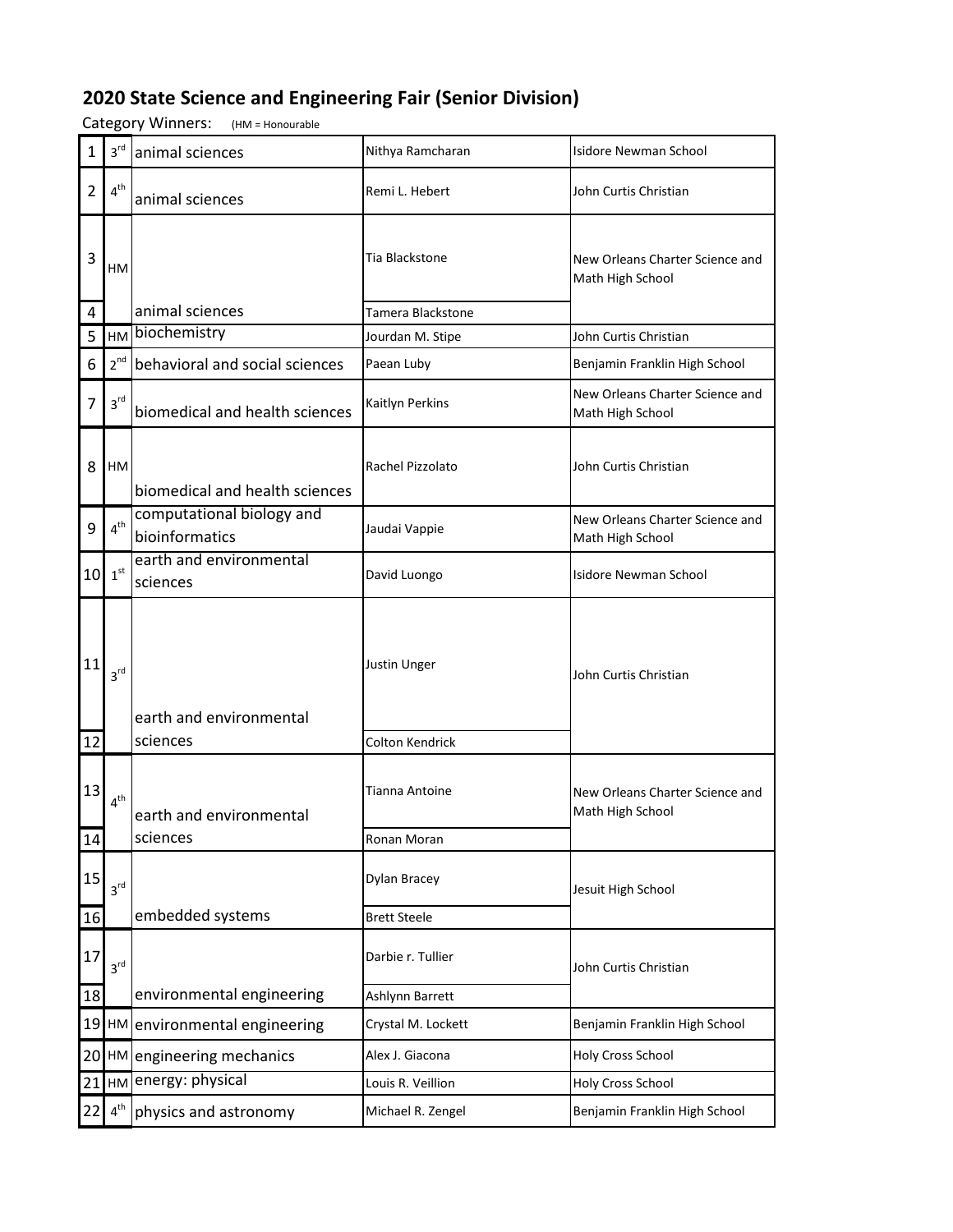## 2020 State Science and Engineering Fair (Senior Division)

Category Winners: (HM = Honourable

| # | Place | Category | Name | School |
|---|---|---|---|---|
| 1 | 3rd | animal sciences | Nithya Ramcharan | Isidore Newman School |
| 2 | 4th | animal sciences | Remi L. Hebert | John Curtis Christian |
| 3 | HM | animal sciences | Tia Blackstone | New Orleans Charter Science and Math High School |
| 4 | | | Tamera Blackstone | |
| 5 | HM | biochemistry | Jourdan M. Stipe | John Curtis Christian |
| 6 | 2nd | behavioral and social sciences | Paean Luby | Benjamin Franklin High School |
| 7 | 3rd | biomedical and health sciences | Kaitlyn Perkins | New Orleans Charter Science and Math High School |
| 8 | HM | biomedical and health sciences | Rachel Pizzolato | John Curtis Christian |
| 9 | 4th | computational biology and bioinformatics | Jaudai Vappie | New Orleans Charter Science and Math High School |
| 10 | 1st | earth and environmental sciences | David Luongo | Isidore Newman School |
| 11 | 3rd | earth and environmental sciences | Justin Unger | John Curtis Christian |
| 12 | | | Colton Kendrick | |
| 13 | 4th | earth and environmental sciences | Tianna Antoine | New Orleans Charter Science and Math High School |
| 14 | | | Ronan Moran | |
| 15 | 3rd | embedded systems | Dylan Bracey | Jesuit High School |
| 16 | | | Brett Steele | |
| 17 | 3rd | environmental engineering | Darbie r. Tullier | John Curtis Christian |
| 18 | | | Ashlynn Barrett | |
| 19 | HM | environmental engineering | Crystal M. Lockett | Benjamin Franklin High School |
| 20 | HM | engineering mechanics | Alex J. Giacona | Holy Cross School |
| 21 | HM | energy: physical | Louis R. Veillion | Holy Cross School |
| 22 | 4th | physics and astronomy | Michael R. Zengel | Benjamin Franklin High School |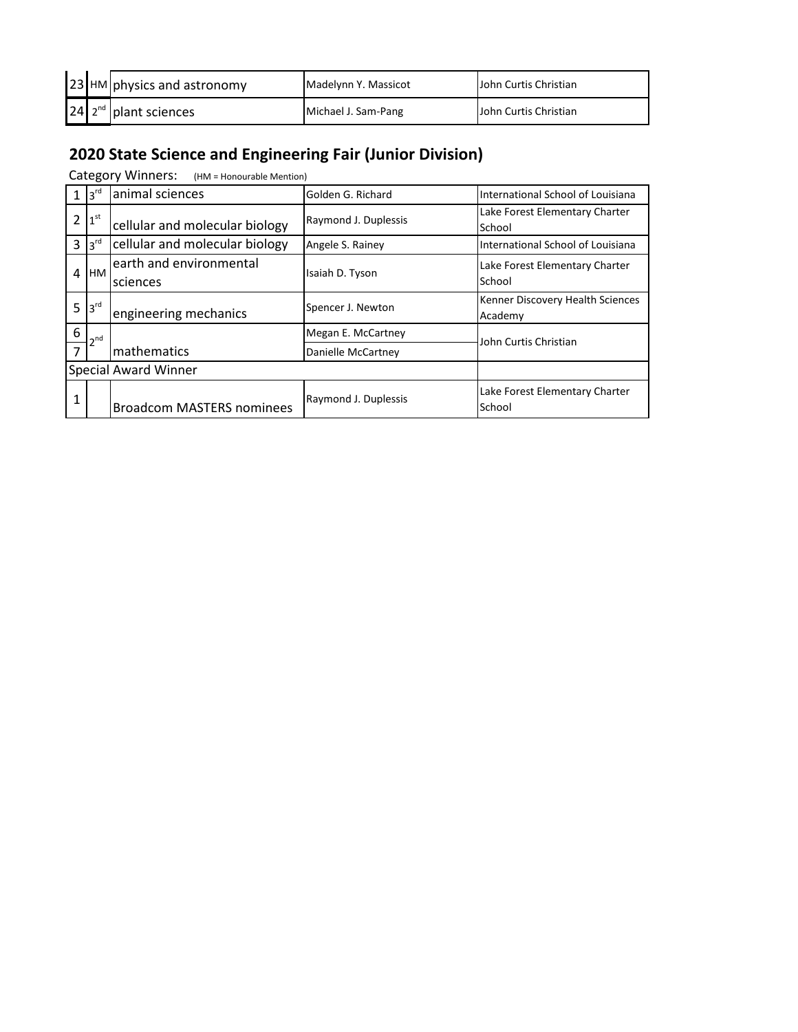| | | | | |
|---|---|---|---|---|
| 23 | HM | physics and astronomy | Madelynn Y. Massicot | John Curtis Christian |
| 24 | 2nd | plant sciences | Michael J. Sam-Pang | John Curtis Christian |

## 2020 State Science and Engineering Fair (Junior Division)

Category Winners: (HM = Honourable Mention)

| | | | | |
|---|---|---|---|---|
| 1 | 3rd | animal sciences | Golden G. Richard | International School of Louisiana |
| 2 | 1st | cellular and molecular biology | Raymond J. Duplessis | Lake Forest Elementary Charter School |
| 3 | 3rd | cellular and molecular biology | Angele S. Rainey | International School of Louisiana |
| 4 | HM | earth and environmental sciences | Isaiah D. Tyson | Lake Forest Elementary Charter School |
| 5 | 3rd | engineering mechanics | Spencer J. Newton | Kenner Discovery Health Sciences Academy |
| 6 | 2nd | mathematics | Megan E. McCartney | John Curtis Christian |
| 7 | | | Danielle McCartney | |
| Special Award Winner | | | | |
| 1 | | Broadcom MASTERS nominees | Raymond J. Duplessis | Lake Forest Elementary Charter School |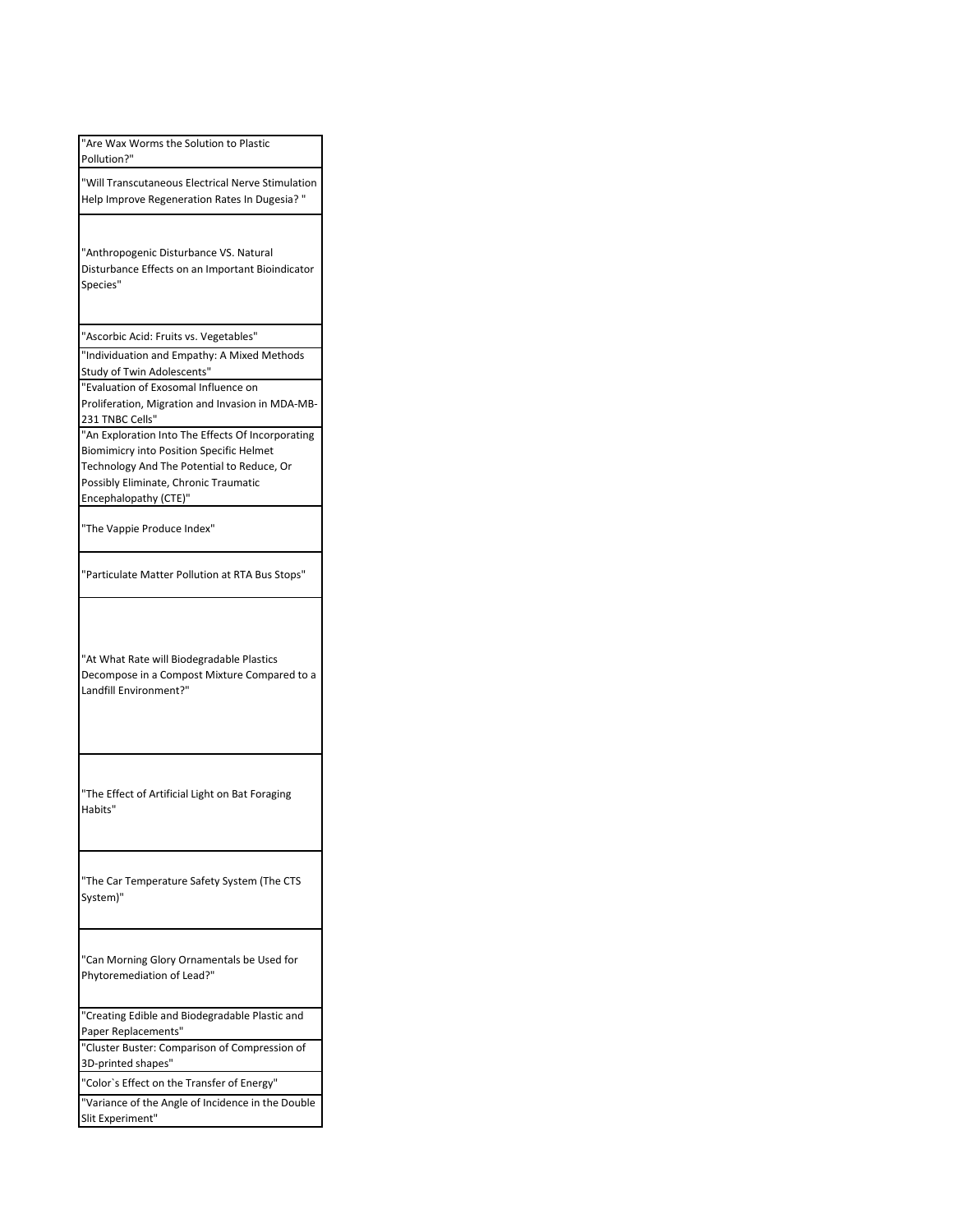| |
|---|
| "Are Wax Worms the Solution to Plastic Pollution?" |
| "Will Transcutaneous Electrical Nerve Stimulation Help Improve Regeneration Rates In Dugesia? " |
| "Anthropogenic Disturbance VS. Natural Disturbance Effects on an Important Bioindicator Species" |
| "Ascorbic Acid: Fruits vs. Vegetables" |
| "Individuation and Empathy: A Mixed Methods Study of Twin Adolescents" |
| "Evaluation of Exosomal Influence on Proliferation, Migration and Invasion in MDA-MB-231 TNBC Cells" |
| "An Exploration Into The Effects Of Incorporating Biomimicry into Position Specific Helmet Technology And The Potential to Reduce, Or Possibly Eliminate, Chronic Traumatic Encephalopathy (CTE)" |
| "The Vappie Produce Index" |
| "Particulate Matter Pollution at RTA Bus Stops" |
| "At What Rate will Biodegradable Plastics Decompose in a Compost Mixture Compared to a Landfill Environment?" |
| "The Effect of Artificial Light on Bat Foraging Habits" |
| "The Car Temperature Safety System (The CTS System)" |
| "Can Morning Glory Ornamentals be Used for Phytoremediation of Lead?" |
| "Creating Edible and Biodegradable Plastic and Paper Replacements" |
| "Cluster Buster: Comparison of Compression of 3D-printed shapes" |
| "Color`s Effect on the Transfer of Energy" |
| "Variance of the Angle of Incidence in the Double Slit Experiment" |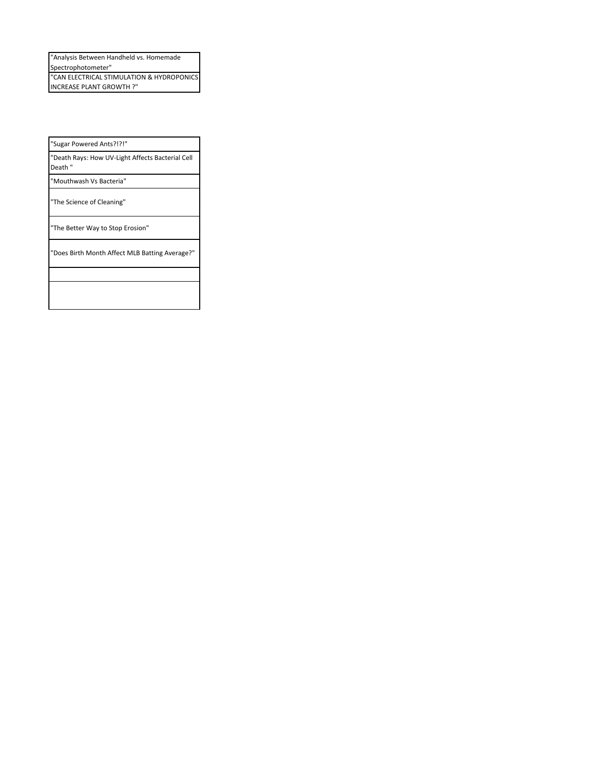| |
|---|
| "Analysis Between Handheld vs. Homemade Spectrophotometer" |
| "CAN ELECTRICAL STIMULATION & HYDROPONICS INCREASE PLANT GROWTH ?" |

| |
|---|
| "Sugar Powered Ants?!?!" |
| "Death Rays: How UV-Light Affects Bacterial Cell Death " |
| "Mouthwash Vs Bacteria" |
| "The Science of Cleaning" |
| "The Better Way to Stop Erosion" |
| "Does Birth Month Affect MLB Batting Average?" |
| |
| |